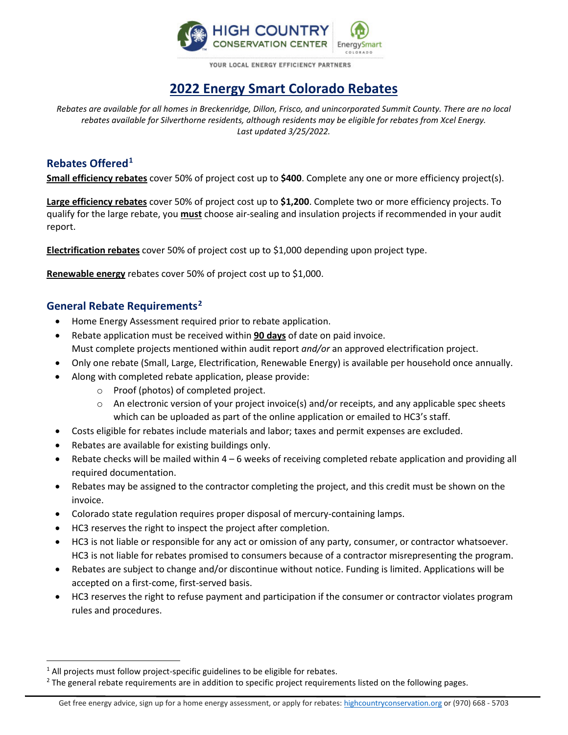HIGH COUNTRY CONSERVATION CENTER | EnergySmart COLORADO

YOUR LOCAL ENERGY EFFICIENCY PARTNERS

# 2022 Energy Smart Colorado Rebates

*Rebates are available for all homes in Breckenridge, Dillon, Frisco, and unincorporated Summit County. There are no local rebates available for Silverthorne residents, although residents may be eligible for rebates from Xcel Energy. Last updated 3/25/2022.*

## Rebates Offered[1]

**Small efficiency rebates** cover 50% of project cost up to **$400**. Complete any one or more efficiency project(s).

**Large efficiency rebates** cover 50% of project cost up to **$1,200**. Complete two or more efficiency projects. To qualify for the large rebate, you **must** choose air-sealing and insulation projects if recommended in your audit report.

**Electrification rebates** cover 50% of project cost up to $1,000 depending upon project type.

**Renewable energy** rebates cover 50% of project cost up to $1,000.

## General Rebate Requirements[2]

- Home Energy Assessment required prior to rebate application.
- Rebate application must be received within **90 days** of date on paid invoice.
  Must complete projects mentioned within audit report *and/or* an approved electrification project.
- Only one rebate (Small, Large, Electrification, Renewable Energy) is available per household once annually.
- Along with completed rebate application, please provide:
  - Proof (photos) of completed project.
  - An electronic version of your project invoice(s) and/or receipts, and any applicable spec sheets which can be uploaded as part of the online application or emailed to HC3's staff.
- Costs eligible for rebates include materials and labor; taxes and permit expenses are excluded.
- Rebates are available for existing buildings only.
- Rebate checks will be mailed within 4 – 6 weeks of receiving completed rebate application and providing all required documentation.
- Rebates may be assigned to the contractor completing the project, and this credit must be shown on the invoice.
- Colorado state regulation requires proper disposal of mercury-containing lamps.
- HC3 reserves the right to inspect the project after completion.
- HC3 is not liable or responsible for any act or omission of any party, consumer, or contractor whatsoever. HC3 is not liable for rebates promised to consumers because of a contractor misrepresenting the program.
- Rebates are subject to change and/or discontinue without notice. Funding is limited. Applications will be accepted on a first-come, first-served basis.
- HC3 reserves the right to refuse payment and participation if the consumer or contractor violates program rules and procedures.

[1] All projects must follow project-specific guidelines to be eligible for rebates.

[2] The general rebate requirements are in addition to specific project requirements listed on the following pages.

Get free energy advice, sign up for a home energy assessment, or apply for rebates: highcountryconservation.org or (970) 668 - 5703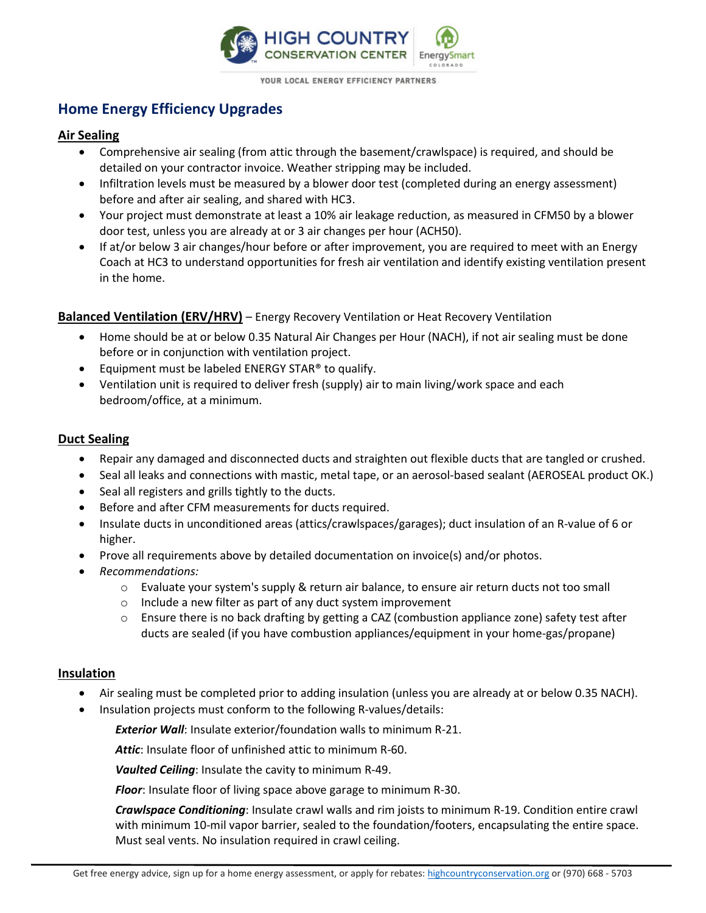## Home Energy Efficiency Upgrades

### Air Sealing

- Comprehensive air sealing (from attic through the basement/crawlspace) is required, and should be detailed on your contractor invoice. Weather stripping may be included.
- Infiltration levels must be measured by a blower door test (completed during an energy assessment) before and after air sealing, and shared with HC3.
- Your project must demonstrate at least a 10% air leakage reduction, as measured in CFM50 by a blower door test, unless you are already at or 3 air changes per hour (ACH50).
- If at/or below 3 air changes/hour before or after improvement, you are required to meet with an Energy Coach at HC3 to understand opportunities for fresh air ventilation and identify existing ventilation present in the home.

### Balanced Ventilation (ERV/HRV) – Energy Recovery Ventilation or Heat Recovery Ventilation

- Home should be at or below 0.35 Natural Air Changes per Hour (NACH), if not air sealing must be done before or in conjunction with ventilation project.
- Equipment must be labeled ENERGY STAR® to qualify.
- Ventilation unit is required to deliver fresh (supply) air to main living/work space and each bedroom/office, at a minimum.

### Duct Sealing

- Repair any damaged and disconnected ducts and straighten out flexible ducts that are tangled or crushed.
- Seal all leaks and connections with mastic, metal tape, or an aerosol-based sealant (AEROSEAL product OK.)
- Seal all registers and grills tightly to the ducts.
- Before and after CFM measurements for ducts required.
- Insulate ducts in unconditioned areas (attics/crawlspaces/garages); duct insulation of an R-value of 6 or higher.
- Prove all requirements above by detailed documentation on invoice(s) and/or photos.
- *Recommendations:*
  - Evaluate your system's supply & return air balance, to ensure air return ducts not too small
  - Include a new filter as part of any duct system improvement
  - Ensure there is no back drafting by getting a CAZ (combustion appliance zone) safety test after ducts are sealed (if you have combustion appliances/equipment in your home-gas/propane)

### Insulation

- Air sealing must be completed prior to adding insulation (unless you are already at or below 0.35 NACH).
- Insulation projects must conform to the following R-values/details:

  ***Exterior Wall***: Insulate exterior/foundation walls to minimum R-21.

  ***Attic***: Insulate floor of unfinished attic to minimum R-60.

  ***Vaulted Ceiling***: Insulate the cavity to minimum R-49.

  ***Floor***: Insulate floor of living space above garage to minimum R-30.

  ***Crawlspace Conditioning***: Insulate crawl walls and rim joists to minimum R-19. Condition entire crawl with minimum 10-mil vapor barrier, sealed to the foundation/footers, encapsulating the entire space. Must seal vents. No insulation required in crawl ceiling.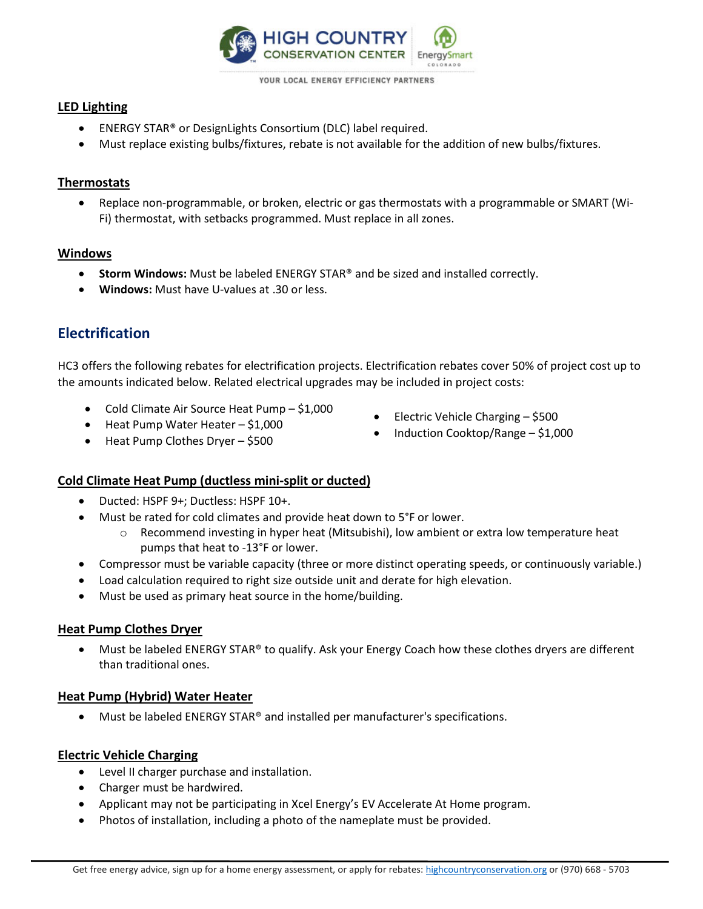### LED Lighting

- ENERGY STAR® or DesignLights Consortium (DLC) label required.
- Must replace existing bulbs/fixtures, rebate is not available for the addition of new bulbs/fixtures.

### Thermostats

- Replace non-programmable, or broken, electric or gas thermostats with a programmable or SMART (Wi-Fi) thermostat, with setbacks programmed. Must replace in all zones.

### Windows

- **Storm Windows:** Must be labeled ENERGY STAR® and be sized and installed correctly.
- **Windows:** Must have U-values at .30 or less.

## Electrification

HC3 offers the following rebates for electrification projects. Electrification rebates cover 50% of project cost up to the amounts indicated below. Related electrical upgrades may be included in project costs:

- Cold Climate Air Source Heat Pump – $1,000
- Heat Pump Water Heater – $1,000
- Heat Pump Clothes Dryer – $500
- Electric Vehicle Charging – $500
- Induction Cooktop/Range – $1,000

### Cold Climate Heat Pump (ductless mini-split or ducted)

- Ducted: HSPF 9+; Ductless: HSPF 10+.
- Must be rated for cold climates and provide heat down to 5°F or lower.
  - Recommend investing in hyper heat (Mitsubishi), low ambient or extra low temperature heat pumps that heat to -13°F or lower.
- Compressor must be variable capacity (three or more distinct operating speeds, or continuously variable.)
- Load calculation required to right size outside unit and derate for high elevation.
- Must be used as primary heat source in the home/building.

### Heat Pump Clothes Dryer

- Must be labeled ENERGY STAR® to qualify. Ask your Energy Coach how these clothes dryers are different than traditional ones.

### Heat Pump (Hybrid) Water Heater

- Must be labeled ENERGY STAR® and installed per manufacturer's specifications.

### Electric Vehicle Charging

- Level II charger purchase and installation.
- Charger must be hardwired.
- Applicant may not be participating in Xcel Energy's EV Accelerate At Home program.
- Photos of installation, including a photo of the nameplate must be provided.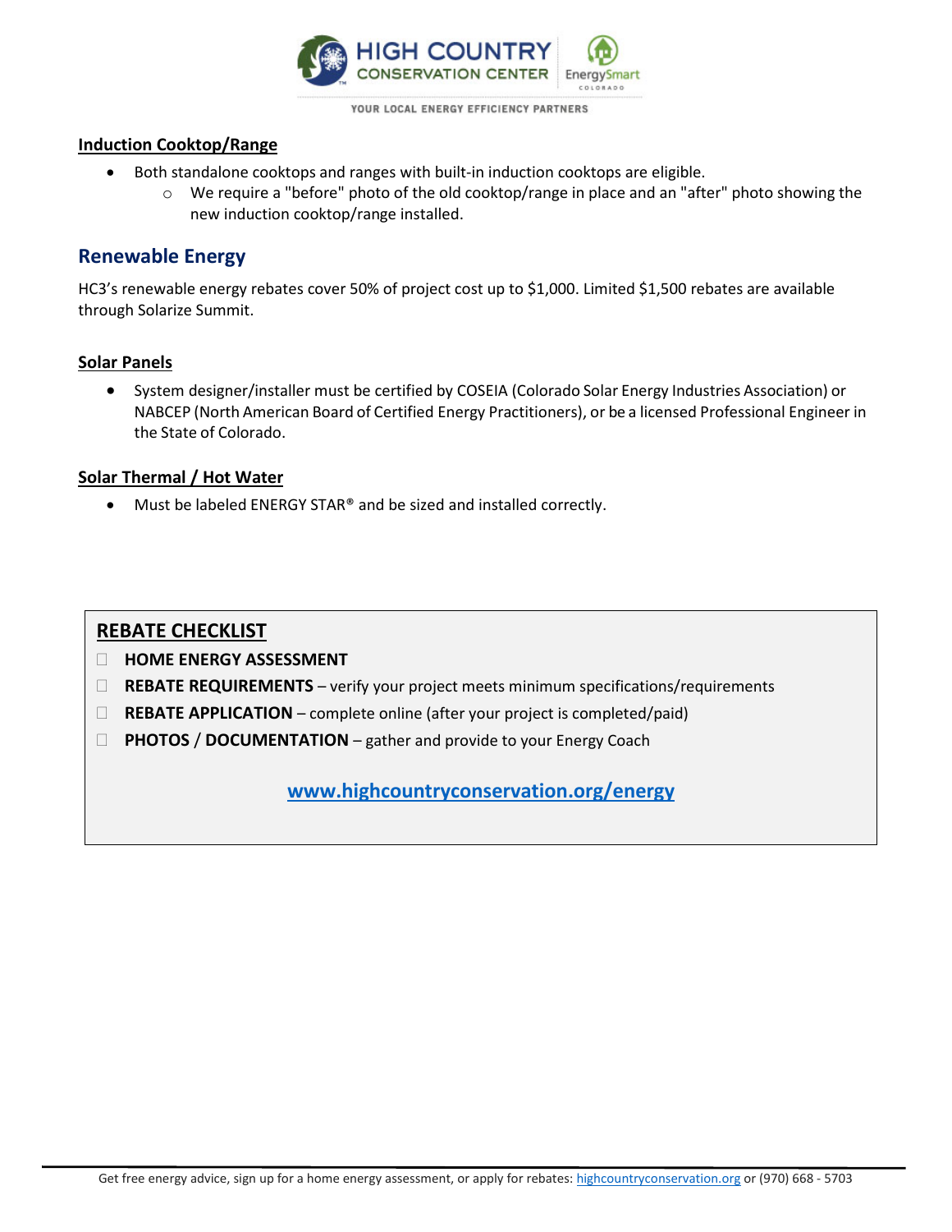### Induction Cooktop/Range

- Both standalone cooktops and ranges with built-in induction cooktops are eligible.
  - We require a "before" photo of the old cooktop/range in place and an "after" photo showing the new induction cooktop/range installed.

## Renewable Energy

HC3's renewable energy rebates cover 50% of project cost up to $1,000. Limited $1,500 rebates are available through Solarize Summit.

### Solar Panels

- System designer/installer must be certified by COSEIA (Colorado Solar Energy Industries Association) or NABCEP (North American Board of Certified Energy Practitioners), or be a licensed Professional Engineer in the State of Colorado.

### Solar Thermal / Hot Water

- Must be labeled ENERGY STAR® and be sized and installed correctly.

### REBATE CHECKLIST

- ☐ **HOME ENERGY ASSESSMENT**
- ☐ **REBATE REQUIREMENTS** – verify your project meets minimum specifications/requirements
- ☐ **REBATE APPLICATION** – complete online (after your project is completed/paid)
- ☐ **PHOTOS / DOCUMENTATION** – gather and provide to your Energy Coach

**www.highcountryconservation.org/energy**

Get free energy advice, sign up for a home energy assessment, or apply for rebates: highcountryconservation.org or (970) 668 - 5703